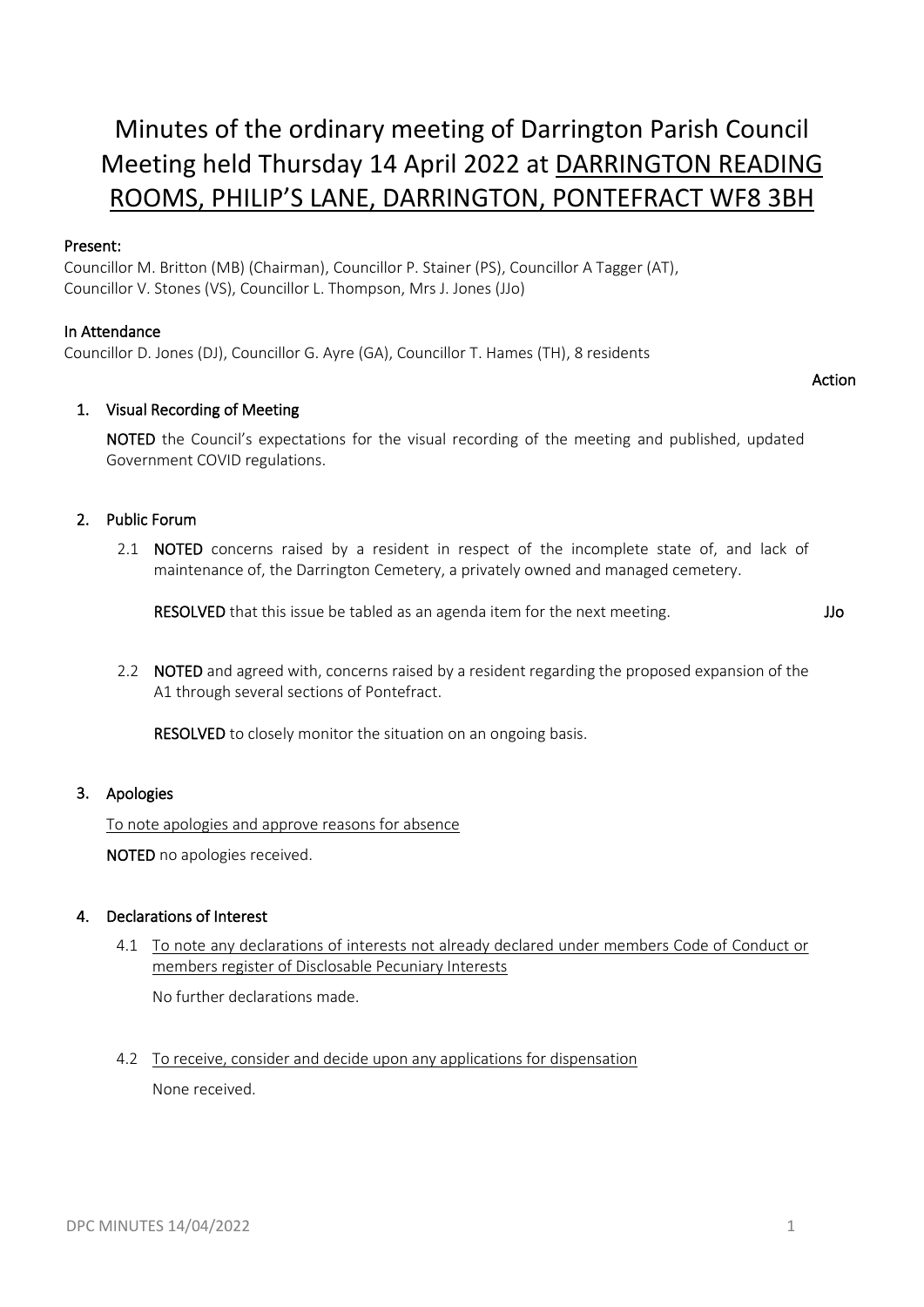# Minutes of the ordinary meeting of Darrington Parish Council Meeting held Thursday 14 April 2022 at DARRINGTON READING ROOMS, PHILIP'S LANE, DARRINGTON, PONTEFRACT WF8 3BH

**Present:**

Councillor M. Britton (MB) (Chairman), Councillor P. Stainer (PS), Councillor A Tagger (AT), Councillor V. Stones (VS), Councillor L. Thompson, Mrs J. Jones (JJo)

**In Attendance**

Councillor D. Jones (DJ), Councillor G. Ayre (GA), Councillor T. Hames (TH), 8 residents

**Action**

## 1. Visual Recording of Meeting

**NOTED** the Council's expectations for the visual recording of the meeting and published, updated Government COVID regulations.

## 2. Public Forum

2.1 **NOTED** concerns raised by a resident in respect of the incomplete state of, and lack of maintenance of, the Darrington Cemetery, a privately owned and managed cemetery.

**RESOLVED** that this issue be tabled as an agenda item for the next meeting. **JJo**

2.2 **NOTED** and agreed with, concerns raised by a resident regarding the proposed expansion of the A1 through several sections of Pontefract.

**RESOLVED** to closely monitor the situation on an ongoing basis.

## 3. Apologies

To note apologies and approve reasons for absence

**NOTED** no apologies received.

## 4. Declarations of Interest

4.1 To note any declarations of interests not already declared under members Code of Conduct or members register of Disclosable Pecuniary Interests

No further declarations made.

4.2 To receive, consider and decide upon any applications for dispensation

None received.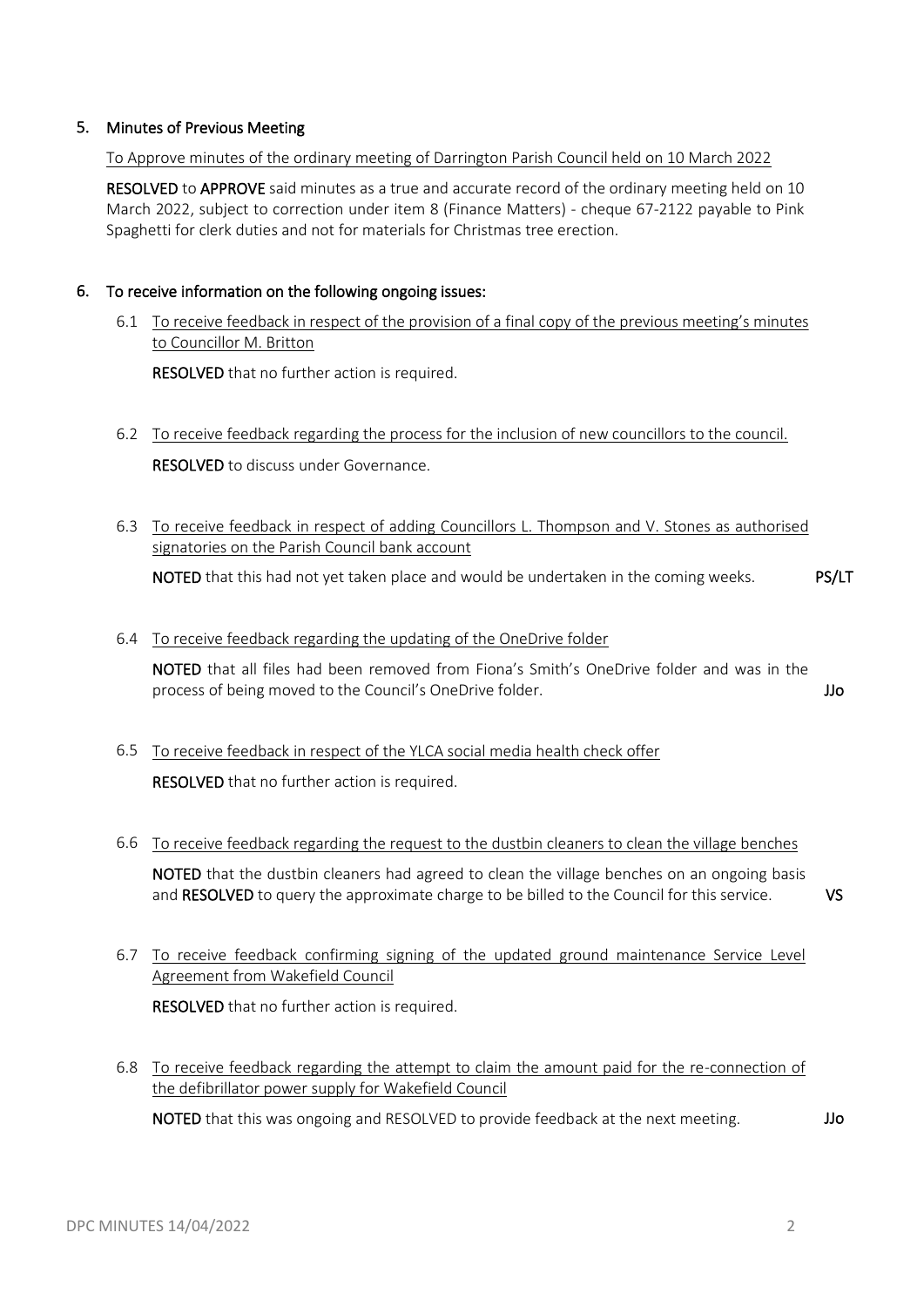## 5. Minutes of Previous Meeting

To Approve minutes of the ordinary meeting of Darrington Parish Council held on 10 March 2022

**RESOLVED** to **APPROVE** said minutes as a true and accurate record of the ordinary meeting held on 10 March 2022, subject to correction under item 8 (Finance Matters) - cheque 67-2122 payable to Pink Spaghetti for clerk duties and not for materials for Christmas tree erection.

## 6. To receive information on the following ongoing issues:

6.1 To receive feedback in respect of the provision of a final copy of the previous meeting's minutes to Councillor M. Britton

**RESOLVED** that no further action is required.

6.2 To receive feedback regarding the process for the inclusion of new councillors to the council.

**RESOLVED** to discuss under Governance.

6.3 To receive feedback in respect of adding Councillors L. Thompson and V. Stones as authorised signatories on the Parish Council bank account

**NOTED** that this had not yet taken place and would be undertaken in the coming weeks. **PS/LT**

6.4 To receive feedback regarding the updating of the OneDrive folder

**NOTED** that all files had been removed from Fiona's Smith's OneDrive folder and was in the process of being moved to the Council's OneDrive folder. **JJo**

6.5 To receive feedback in respect of the YLCA social media health check offer

**RESOLVED** that no further action is required.

6.6 To receive feedback regarding the request to the dustbin cleaners to clean the village benches

**NOTED** that the dustbin cleaners had agreed to clean the village benches on an ongoing basis and **RESOLVED** to query the approximate charge to be billed to the Council for this service. **VS**

6.7 To receive feedback confirming signing of the updated ground maintenance Service Level Agreement from Wakefield Council

**RESOLVED** that no further action is required.

6.8 To receive feedback regarding the attempt to claim the amount paid for the re-connection of the defibrillator power supply for Wakefield Council

**NOTED** that this was ongoing and RESOLVED to provide feedback at the next meeting. **JJo**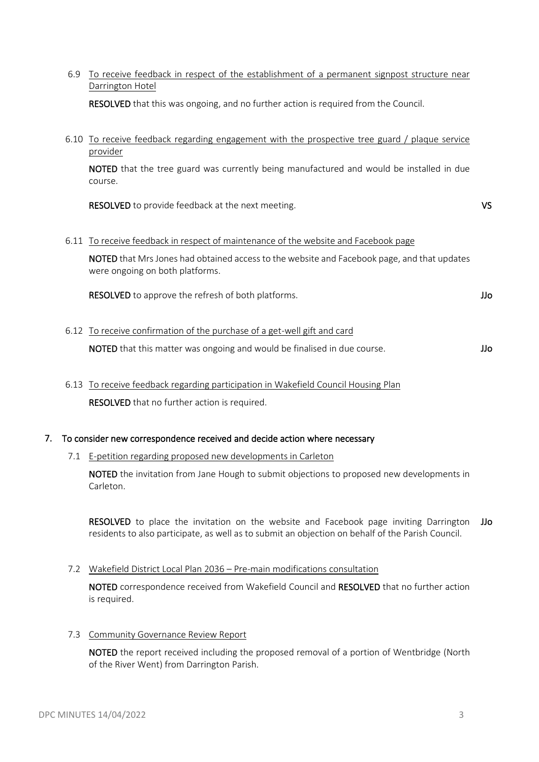6.9 To receive feedback in respect of the establishment of a permanent signpost structure near Darrington Hotel

**RESOLVED** that this was ongoing, and no further action is required from the Council.

6.10 To receive feedback regarding engagement with the prospective tree guard / plaque service provider

**NOTED** that the tree guard was currently being manufactured and would be installed in due course.

**RESOLVED** to provide feedback at the next meeting. **VS**

6.11 To receive feedback in respect of maintenance of the website and Facebook page

**NOTED** that Mrs Jones had obtained access to the website and Facebook page, and that updates were ongoing on both platforms.

**RESOLVED** to approve the refresh of both platforms. **JJo**

6.12 To receive confirmation of the purchase of a get-well gift and card

**NOTED** that this matter was ongoing and would be finalised in due course. **JJo**

6.13 To receive feedback regarding participation in Wakefield Council Housing Plan

**RESOLVED** that no further action is required.

## 7. To consider new correspondence received and decide action where necessary

7.1 E-petition regarding proposed new developments in Carleton

**NOTED** the invitation from Jane Hough to submit objections to proposed new developments in Carleton.

**RESOLVED** to place the invitation on the website and Facebook page inviting Darrington residents to also participate, as well as to submit an objection on behalf of the Parish Council. **JJo**

7.2 Wakefield District Local Plan 2036 – Pre-main modifications consultation

**NOTED** correspondence received from Wakefield Council and **RESOLVED** that no further action is required.

7.3 Community Governance Review Report

**NOTED** the report received including the proposed removal of a portion of Wentbridge (North of the River Went) from Darrington Parish.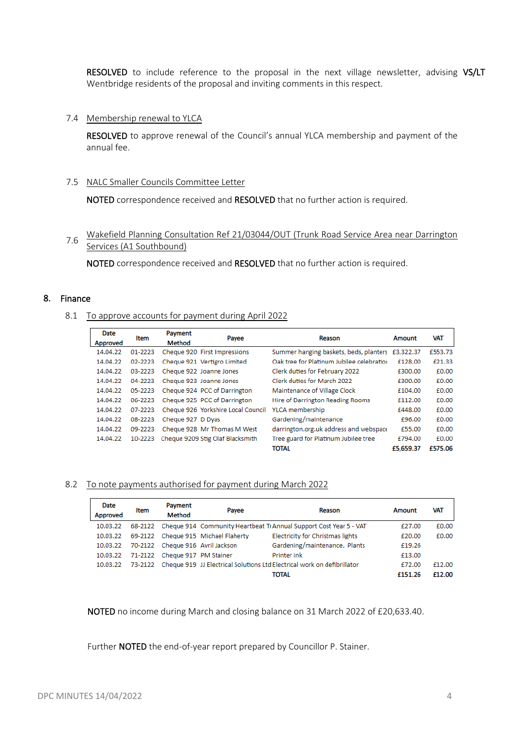**RESOLVED** to include reference to the proposal in the next village newsletter, advising Wentbridge residents of the proposal and inviting comments in this respect. **VS/LT**

7.4 Membership renewal to YLCA

**RESOLVED** to approve renewal of the Council's annual YLCA membership and payment of the annual fee.

7.5 NALC Smaller Councils Committee Letter

**NOTED** correspondence received and **RESOLVED** that no further action is required.

7.6 Wakefield Planning Consultation Ref 21/03044/OUT (Trunk Road Service Area near Darrington Services (A1 Southbound)

**NOTED** correspondence received and **RESOLVED** that no further action is required.

## 8. Finance

8.1 To approve accounts for payment during April 2022

| Date Approved | Item | Payment Method | Payee | Reason | Amount | VAT |
|---|---|---|---|---|---|---|
| 14.04.22 | 01-2223 | Cheque 920 | First Impressions | Summer hanging baskets, beds, planters | £3,322.37 | £553.73 |
| 14.04.22 | 02-2223 | Cheque 921 | Vertigro Limited | Oak tree for Platinum Jubilee celebratio | £128.00 | £21.33 |
| 14.04.22 | 03-2223 | Cheque 922 | Joanne Jones | Clerk duties for February 2022 | £300.00 | £0.00 |
| 14.04.22 | 04-2223 | Cheque 923 | Joanne Jones | Clerk duties for March 2022 | £300.00 | £0.00 |
| 14.04.22 | 05-2223 | Cheque 924 | PCC of Darrington | Maintenance of Village Clock | £104.00 | £0.00 |
| 14.04.22 | 06-2223 | Cheque 925 | PCC of Darrington | Hire of Darrington Reading Rooms | £112.00 | £0.00 |
| 14.04.22 | 07-2223 | Cheque 926 | Yorkshire Local Council | YLCA membership | £448.00 | £0.00 |
| 14.04.22 | 08-2223 | Cheque 927 | D Dyas | Gardening/maintenance | £96.00 | £0.00 |
| 14.04.22 | 09-2223 | Cheque 928 | Mr Thomas M West | darrington.org.uk address and webspace | £55.00 | £0.00 |
| 14.04.22 | 10-2223 | Cheque 9209 | Stig Olaf Blacksmith | Tree guard for Platinum Jubilee tree | £794.00 | £0.00 |
| | | | | **TOTAL** | **£5,659.37** | **£575.06** |

8.2 To note payments authorised for payment during March 2022

| Date Approved | Item | Payment Method | Payee | Reason | Amount | VAT |
|---|---|---|---|---|---|---|
| 10.03.22 | 68-2122 | Cheque 914 | Community Heartbeat Tr | Annual Support Cost Year 5 - VAT | £27.00 | £0.00 |
| 10.03.22 | 69-2122 | Cheque 915 | Michael Flaherty | Electricity for Christmas lights | £20.00 | £0.00 |
| 10.03.22 | 70-2122 | Cheque 916 | Avril Jackson | Gardening/maintenance. Plants | £19.26 | |
| 10.03.22 | 71-2122 | Cheque 917 | PM Stainer | Printer ink | £13.00 | |
| 10.03.22 | 73-2122 | Cheque 919 | JJ Electrical Solutions Ltd | Electrical work on defibrillator | £72.00 | £12.00 |
| | | | | **TOTAL** | **£151.26** | **£12.00** |

**NOTED** no income during March and closing balance on 31 March 2022 of £20,633.40.

Further **NOTED** the end-of-year report prepared by Councillor P. Stainer.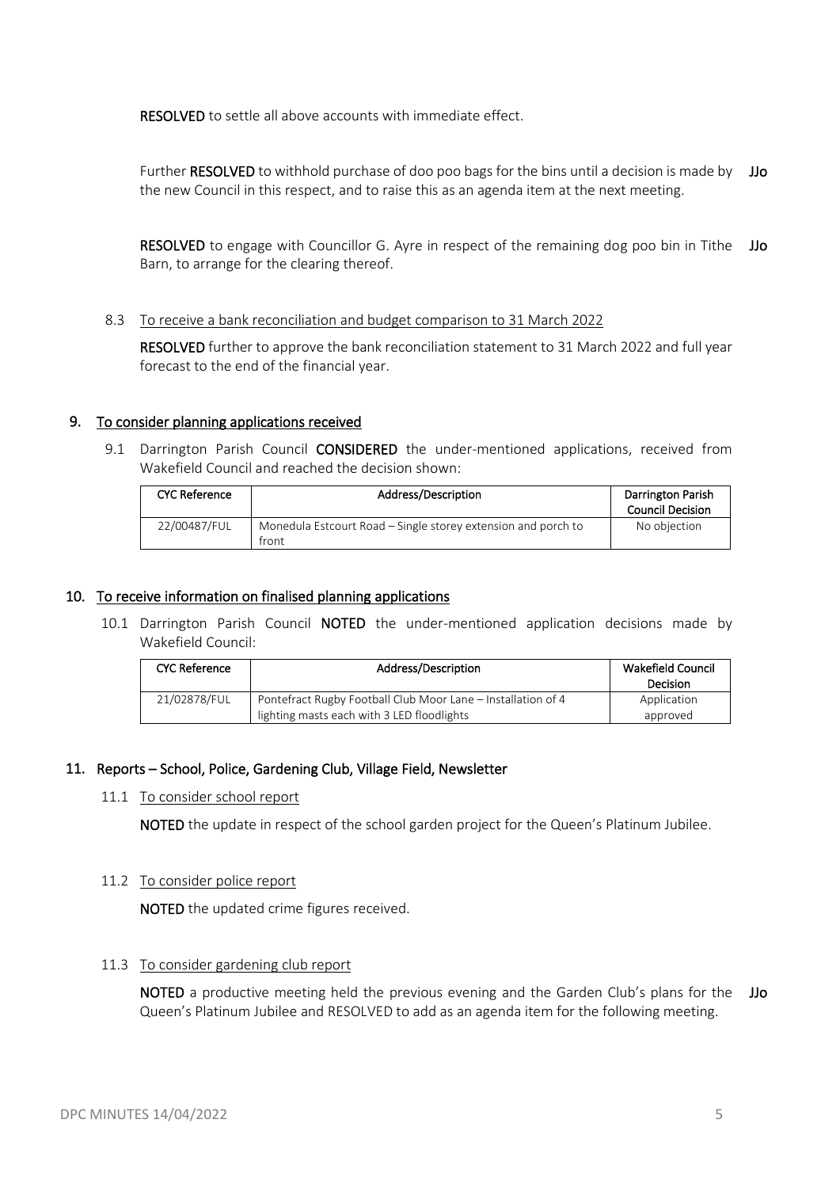**RESOLVED** to settle all above accounts with immediate effect.

Further **RESOLVED** to withhold purchase of doo poo bags for the bins until a decision is made by the new Council in this respect, and to raise this as an agenda item at the next meeting. **JJo**

**RESOLVED** to engage with Councillor G. Ayre in respect of the remaining dog poo bin in Tithe Barn, to arrange for the clearing thereof. **JJo**

8.3 To receive a bank reconciliation and budget comparison to 31 March 2022

**RESOLVED** further to approve the bank reconciliation statement to 31 March 2022 and full year forecast to the end of the financial year.

## 9. To consider planning applications received

9.1 Darrington Parish Council **CONSIDERED** the under-mentioned applications, received from Wakefield Council and reached the decision shown:

| CYC Reference | Address/Description | Darrington Parish Council Decision |
|---|---|---|
| 22/00487/FUL | Monedula Estcourt Road – Single storey extension and porch to front | No objection |

## 10. To receive information on finalised planning applications

10.1 Darrington Parish Council **NOTED** the under-mentioned application decisions made by Wakefield Council:

| CYC Reference | Address/Description | Wakefield Council Decision |
|---|---|---|
| 21/02878/FUL | Pontefract Rugby Football Club Moor Lane – Installation of 4 lighting masts each with 3 LED floodlights | Application approved |

## 11. Reports – School, Police, Gardening Club, Village Field, Newsletter

11.1 To consider school report

**NOTED** the update in respect of the school garden project for the Queen's Platinum Jubilee.

11.2 To consider police report

**NOTED** the updated crime figures received.

11.3 To consider gardening club report

**NOTED** a productive meeting held the previous evening and the Garden Club's plans for the Queen's Platinum Jubilee and RESOLVED to add as an agenda item for the following meeting. **JJo**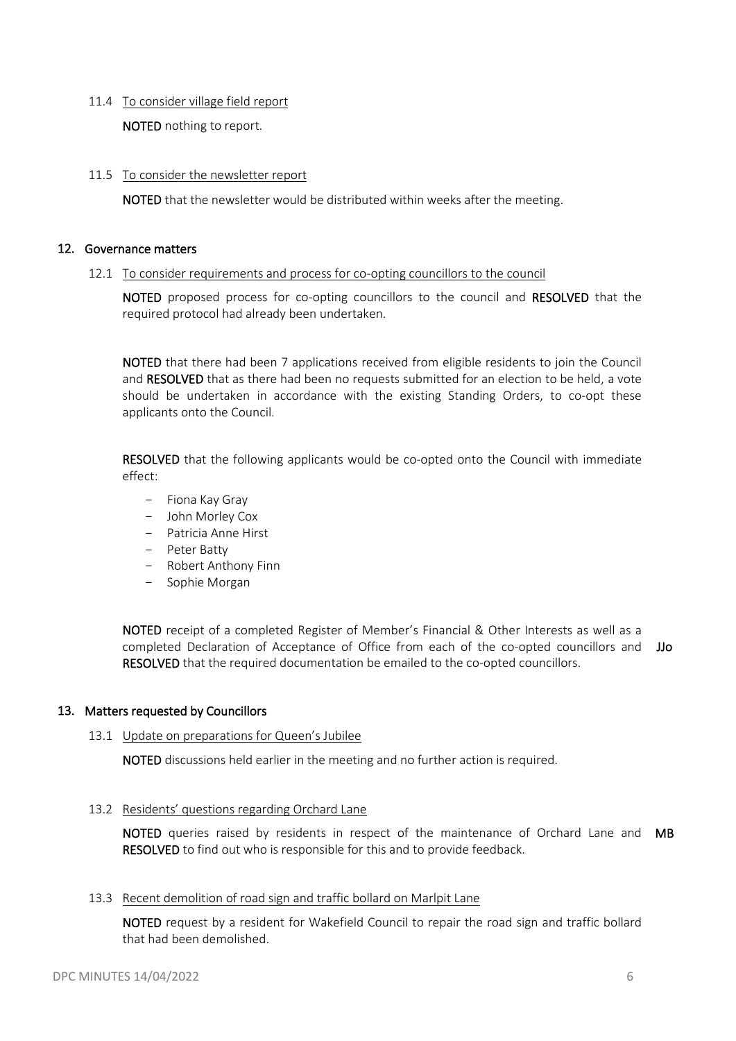11.4 To consider village field report

**NOTED** nothing to report.

11.5 To consider the newsletter report

**NOTED** that the newsletter would be distributed within weeks after the meeting.

## 12. Governance matters

12.1 To consider requirements and process for co-opting councillors to the council

**NOTED** proposed process for co-opting councillors to the council and **RESOLVED** that the required protocol had already been undertaken.

**NOTED** that there had been 7 applications received from eligible residents to join the Council and **RESOLVED** that as there had been no requests submitted for an election to be held, a vote should be undertaken in accordance with the existing Standing Orders, to co-opt these applicants onto the Council.

**RESOLVED** that the following applicants would be co-opted onto the Council with immediate effect:

- Fiona Kay Gray
- John Morley Cox
- Patricia Anne Hirst
- Peter Batty
- Robert Anthony Finn
- Sophie Morgan

**NOTED** receipt of a completed Register of Member's Financial & Other Interests as well as a completed Declaration of Acceptance of Office from each of the co-opted councillors and **RESOLVED** that the required documentation be emailed to the co-opted councillors. **JJo**

## 13. Matters requested by Councillors

13.1 Update on preparations for Queen's Jubilee

**NOTED** discussions held earlier in the meeting and no further action is required.

13.2 Residents' questions regarding Orchard Lane

**NOTED** queries raised by residents in respect of the maintenance of Orchard Lane and **RESOLVED** to find out who is responsible for this and to provide feedback. **MB**

13.3 Recent demolition of road sign and traffic bollard on Marlpit Lane

**NOTED** request by a resident for Wakefield Council to repair the road sign and traffic bollard that had been demolished.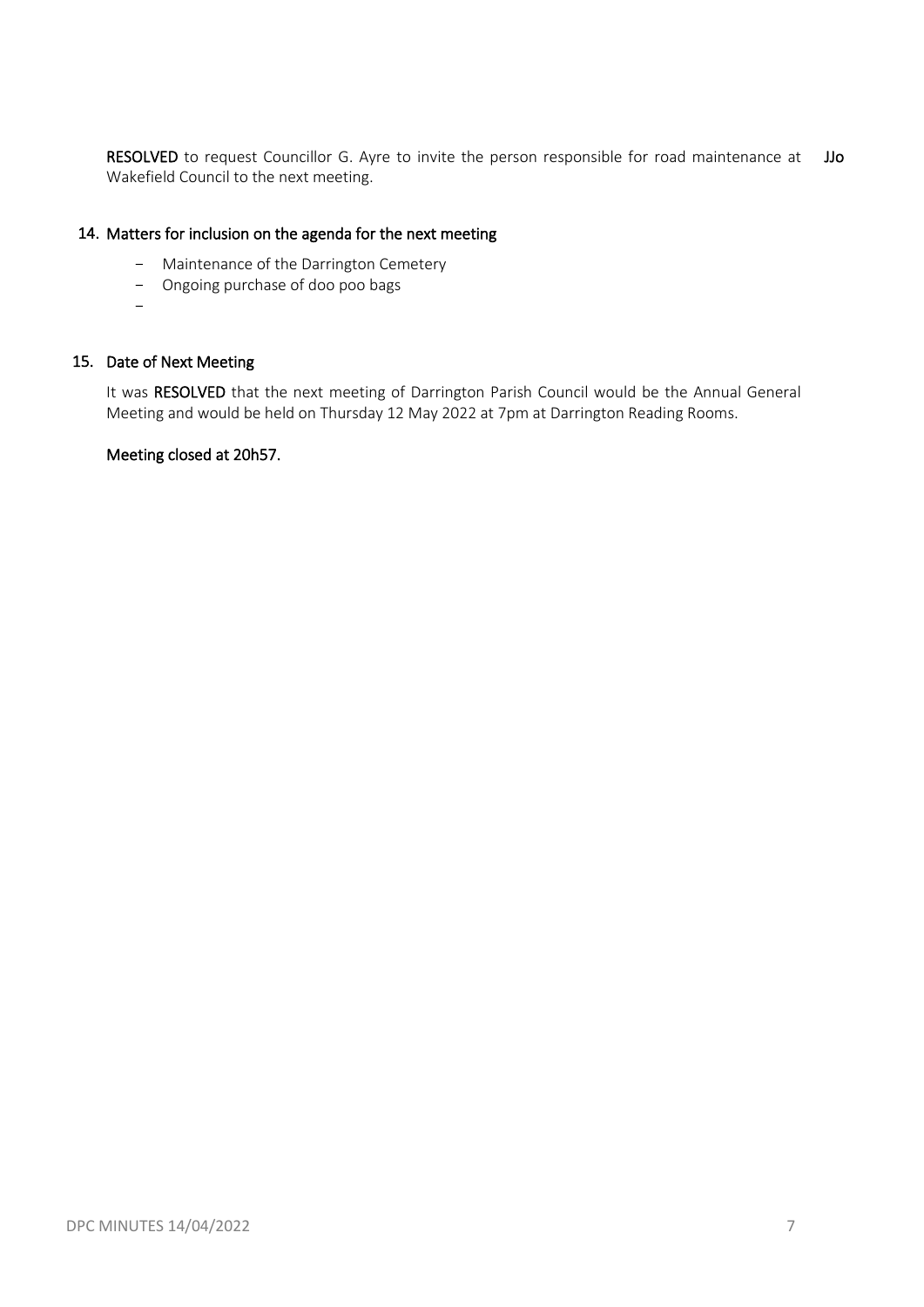**RESOLVED** to request Councillor G. Ayre to invite the person responsible for road maintenance at Wakefield Council to the next meeting. **JJo**

## 14. Matters for inclusion on the agenda for the next meeting

- Maintenance of the Darrington Cemetery
- Ongoing purchase of doo poo bags
-

## 15. Date of Next Meeting

It was **RESOLVED** that the next meeting of Darrington Parish Council would be the Annual General Meeting and would be held on Thursday 12 May 2022 at 7pm at Darrington Reading Rooms.

**Meeting closed at 20h57.**